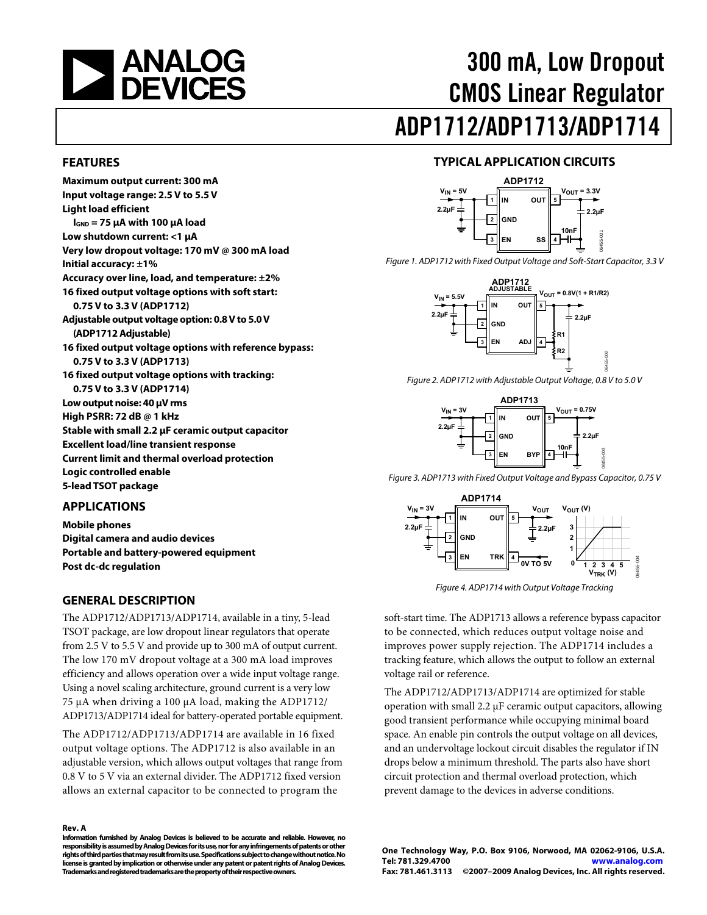# 300 mA, Low Dropout CMOS Linear Regulator

# ADP1712/ADP1713/ADP1714

## FEATURES

**Maximum output current: 300 mA**
**Input voltage range: 2.5 V to 5.5 V**
**Light load efficient**
**$I_{GND}$ = 75 μA with 100 μA load**
**Low shutdown current: <1 μA**
**Very low dropout voltage: 170 mV @ 300 mA load**
**Initial accuracy: ±1%**
**Accuracy over line, load, and temperature: ±2%**
**16 fixed output voltage options with soft start: 0.75 V to 3.3 V (ADP1712)**
**Adjustable output voltage option: 0.8 V to 5.0 V (ADP1712 Adjustable)**
**16 fixed output voltage options with reference bypass: 0.75 V to 3.3 V (ADP1713)**
**16 fixed output voltage options with tracking: 0.75 V to 3.3 V (ADP1714)**
**Low output noise: 40 μV rms**
**High PSRR: 72 dB @ 1 kHz**
**Stable with small 2.2 μF ceramic output capacitor**
**Excellent load/line transient response**
**Current limit and thermal overload protection**
**Logic controlled enable**
**5-lead TSOT package**

## APPLICATIONS

**Mobile phones**
**Digital camera and audio devices**
**Portable and battery-powered equipment**
**Post dc-dc regulation**

## TYPICAL APPLICATION CIRCUITS

*Figure 1. ADP1712 with Fixed Output Voltage and Soft-Start Capacitor, 3.3 V*

*Figure 2. ADP1712 with Adjustable Output Voltage, 0.8 V to 5.0 V*

*Figure 3. ADP1713 with Fixed Output Voltage and Bypass Capacitor, 0.75 V*

*Figure 4. ADP1714 with Output Voltage Tracking*

## GENERAL DESCRIPTION

The ADP1712/ADP1713/ADP1714, available in a tiny, 5-lead TSOT package, are low dropout linear regulators that operate from 2.5 V to 5.5 V and provide up to 300 mA of output current. The low 170 mV dropout voltage at a 300 mA load improves efficiency and allows operation over a wide input voltage range. Using a novel scaling architecture, ground current is a very low 75 μA when driving a 100 μA load, making the ADP1712/ADP1713/ADP1714 ideal for battery-operated portable equipment.

The ADP1712/ADP1713/ADP1714 are available in 16 fixed output voltage options. The ADP1712 is also available in an adjustable version, which allows output voltages that range from 0.8 V to 5 V via an external divider. The ADP1712 fixed version allows an external capacitor to be connected to program the soft-start time. The ADP1713 allows a reference bypass capacitor to be connected, which reduces output voltage noise and improves power supply rejection. The ADP1714 includes a tracking feature, which allows the output to follow an external voltage rail or reference.

The ADP1712/ADP1713/ADP1714 are optimized for stable operation with small 2.2 μF ceramic output capacitors, allowing good transient performance while occupying minimal board space. An enable pin controls the output voltage on all devices, and an undervoltage lockout circuit disables the regulator if IN drops below a minimum threshold. The parts also have short circuit protection and thermal overload protection, which prevent damage to the devices in adverse conditions.

**Rev. A**

**Information furnished by Analog Devices is believed to be accurate and reliable. However, no responsibility is assumed by Analog Devices for its use, nor for any infringements of patents or other rights of third parties that may result from its use. Specifications subject to change without notice. No license is granted by implication or otherwise under any patent or patent rights of Analog Devices. Trademarks and registered trademarks are the property of their respective owners.**

**One Technology Way, P.O. Box 9106, Norwood, MA 02062-9106, U.S.A.**
**Tel: 781.329.4700 www.analog.com**
**Fax: 781.461.3113 ©2007–2009 Analog Devices, Inc. All rights reserved.**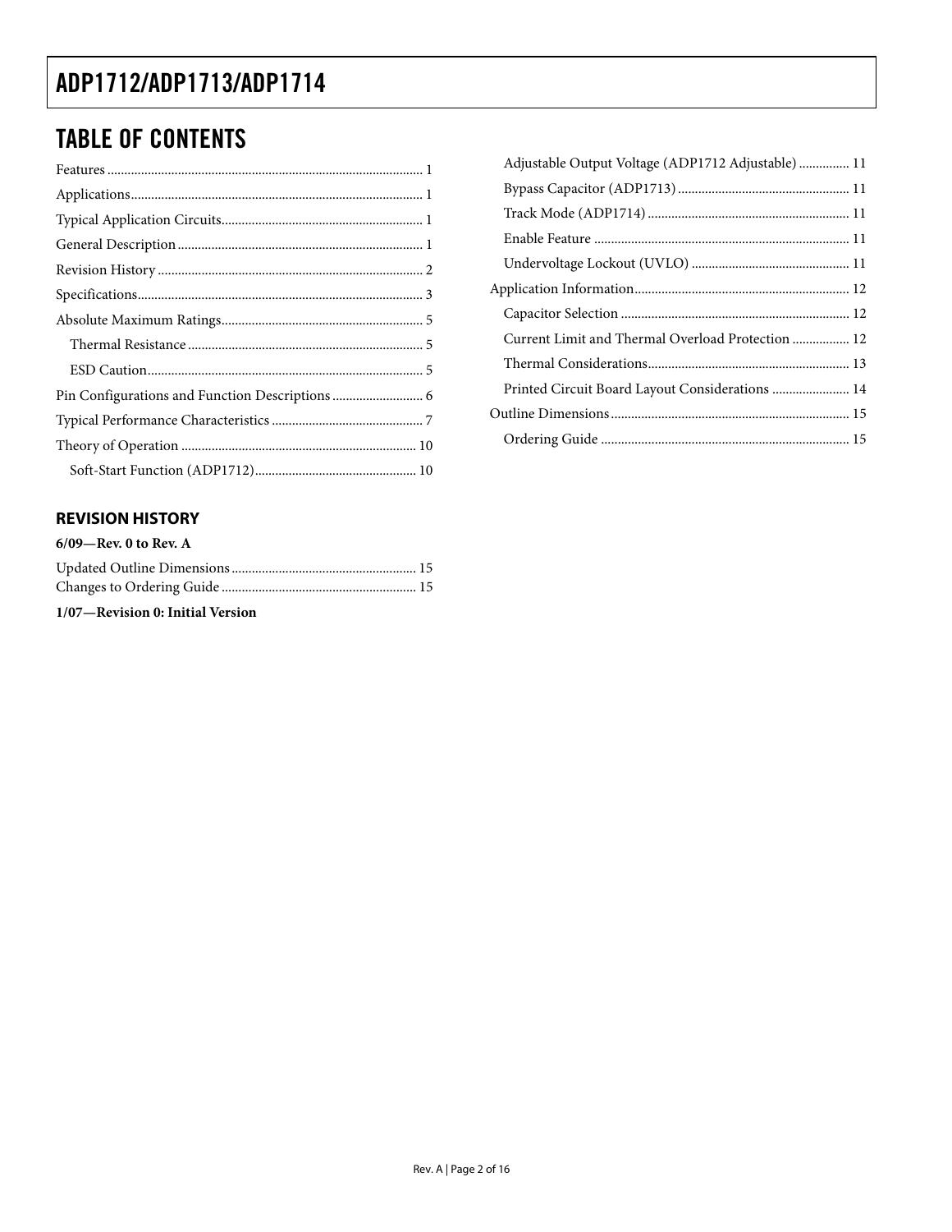## TABLE OF CONTENTS

Features ... 1
Applications ... 1
Typical Application Circuits ... 1
General Description ... 1
Revision History ... 2
Specifications ... 3
Absolute Maximum Ratings ... 5
- Thermal Resistance ... 5
- ESD Caution ... 5

Pin Configurations and Function Descriptions ... 6
Typical Performance Characteristics ... 7
Theory of Operation ... 10
- Soft-Start Function (ADP1712) ... 10
- Adjustable Output Voltage (ADP1712 Adjustable) ... 11
- Bypass Capacitor (ADP1713) ... 11
- Track Mode (ADP1714) ... 11
- Enable Feature ... 11
- Undervoltage Lockout (UVLO) ... 11

Application Information ... 12
- Capacitor Selection ... 12
- Current Limit and Thermal Overload Protection ... 12
- Thermal Considerations ... 13
- Printed Circuit Board Layout Considerations ... 14

Outline Dimensions ... 15
- Ordering Guide ... 15

### REVISION HISTORY

**6/09—Rev. 0 to Rev. A**

Updated Outline Dimensions ... 15
Changes to Ordering Guide ... 15

**1/07—Revision 0: Initial Version**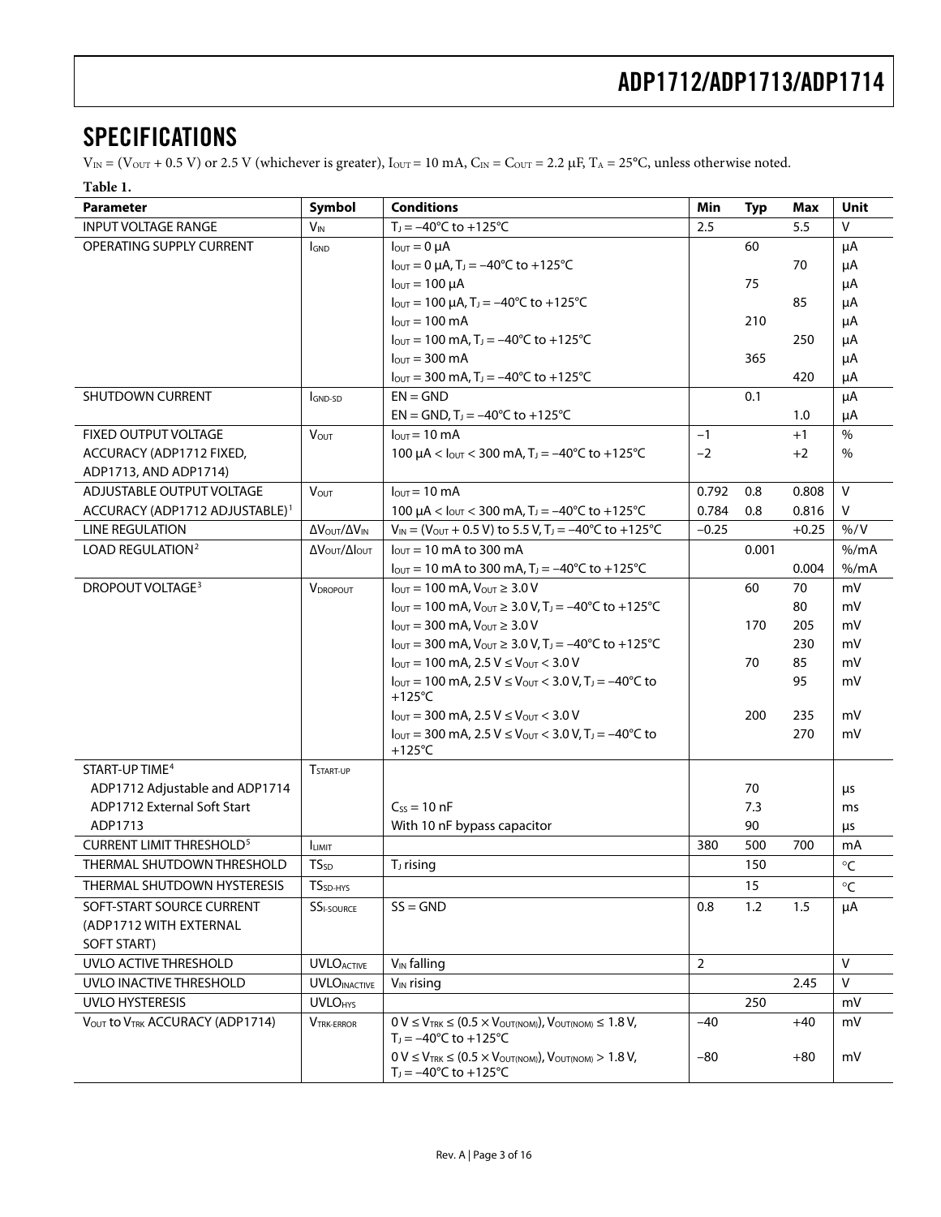## SPECIFICATIONS

$V_{IN}$ = ($V_{OUT}$ + 0.5 V) or 2.5 V (whichever is greater), $I_{OUT}$ = 10 mA, $C_{IN}$ = $C_{OUT}$ = 2.2 µF, $T_A$ = 25°C, unless otherwise noted.

**Table 1.**

| Parameter | Symbol | Conditions | Min | Typ | Max | Unit |
|---|---|---|---|---|---|---|
| INPUT VOLTAGE RANGE | $V_{IN}$ | $T_J$ = −40°C to +125°C | 2.5 | | 5.5 | V |
| OPERATING SUPPLY CURRENT | $I_{GND}$ | $I_{OUT}$ = 0 µA | | 60 | | µA |
| | | $I_{OUT}$ = 0 µA, $T_J$ = −40°C to +125°C | | | 70 | µA |
| | | $I_{OUT}$ = 100 µA | | 75 | | µA |
| | | $I_{OUT}$ = 100 µA, $T_J$ = −40°C to +125°C | | | 85 | µA |
| | | $I_{OUT}$ = 100 mA | | 210 | | µA |
| | | $I_{OUT}$ = 100 mA, $T_J$ = −40°C to +125°C | | | 250 | µA |
| | | $I_{OUT}$ = 300 mA | | 365 | | µA |
| | | $I_{OUT}$ = 300 mA, $T_J$ = −40°C to +125°C | | | 420 | µA |
| SHUTDOWN CURRENT | $I_{GND-SD}$ | EN = GND | | 0.1 | | µA |
| | | EN = GND, $T_J$ = −40°C to +125°C | | | 1.0 | µA |
| FIXED OUTPUT VOLTAGE ACCURACY (ADP1712 FIXED, ADP1713, AND ADP1714) | $V_{OUT}$ | $I_{OUT}$ = 10 mA | −1 | | +1 | % |
| | | 100 µA < $I_{OUT}$ < 300 mA, $T_J$ = −40°C to +125°C | −2 | | +2 | % |
| ADJUSTABLE OUTPUT VOLTAGE ACCURACY (ADP1712 ADJUSTABLE)[1] | $V_{OUT}$ | $I_{OUT}$ = 10 mA | 0.792 | 0.8 | 0.808 | V |
| | | 100 µA < $I_{OUT}$ < 300 mA, $T_J$ = −40°C to +125°C | 0.784 | 0.8 | 0.816 | V |
| LINE REGULATION | $\Delta V_{OUT}/\Delta V_{IN}$ | $V_{IN}$ = ($V_{OUT}$ + 0.5 V) to 5.5 V, $T_J$ = −40°C to +125°C | −0.25 | | +0.25 | %/V |
| LOAD REGULATION[2] | $\Delta V_{OUT}/\Delta I_{OUT}$ | $I_{OUT}$ = 10 mA to 300 mA | | 0.001 | | %/mA |
| | | $I_{OUT}$ = 10 mA to 300 mA, $T_J$ = −40°C to +125°C | | | 0.004 | %/mA |
| DROPOUT VOLTAGE[3] | $V_{DROPOUT}$ | $I_{OUT}$ = 100 mA, $V_{OUT}$ ≥ 3.0 V | | 60 | 70 | mV |
| | | $I_{OUT}$ = 100 mA, $V_{OUT}$ ≥ 3.0 V, $T_J$ = −40°C to +125°C | | | 80 | mV |
| | | $I_{OUT}$ = 300 mA, $V_{OUT}$ ≥ 3.0 V | | 170 | 205 | mV |
| | | $I_{OUT}$ = 300 mA, $V_{OUT}$ ≥ 3.0 V, $T_J$ = −40°C to +125°C | | | 230 | mV |
| | | $I_{OUT}$ = 100 mA, 2.5 V ≤ $V_{OUT}$ < 3.0 V | | 70 | 85 | mV |
| | | $I_{OUT}$ = 100 mA, 2.5 V ≤ $V_{OUT}$ < 3.0 V, $T_J$ = −40°C to +125°C | | | 95 | mV |
| | | $I_{OUT}$ = 300 mA, 2.5 V ≤ $V_{OUT}$ < 3.0 V | | 200 | 235 | mV |
| | | $I_{OUT}$ = 300 mA, 2.5 V ≤ $V_{OUT}$ < 3.0 V, $T_J$ = −40°C to +125°C | | | 270 | mV |
| START-UP TIME[4] | $T_{START-UP}$ | | | | | |
| ADP1712 Adjustable and ADP1714 | | | | 70 | | µs |
| ADP1712 External Soft Start | | $C_{SS}$ = 10 nF | | 7.3 | | ms |
| ADP1713 | | With 10 nF bypass capacitor | | 90 | | µs |
| CURRENT LIMIT THRESHOLD[5] | $I_{LIMIT}$ | | 380 | 500 | 700 | mA |
| THERMAL SHUTDOWN THRESHOLD | $TS_{SD}$ | $T_J$ rising | | 150 | | °C |
| THERMAL SHUTDOWN HYSTERESIS | $TS_{SD-HYS}$ | | | 15 | | °C |
| SOFT-START SOURCE CURRENT (ADP1712 WITH EXTERNAL SOFT START) | $SS_{I-SOURCE}$ | SS = GND | 0.8 | 1.2 | 1.5 | µA |
| UVLO ACTIVE THRESHOLD | $UVLO_{ACTIVE}$ | $V_{IN}$ falling | 2 | | | V |
| UVLO INACTIVE THRESHOLD | $UVLO_{INACTIVE}$ | $V_{IN}$ rising | | | 2.45 | V |
| UVLO HYSTERESIS | $UVLO_{HYS}$ | | | 250 | | mV |
| $V_{OUT}$ to $V_{TRK}$ ACCURACY (ADP1714) | $V_{TRK-ERROR}$ | 0 V ≤ $V_{TRK}$ ≤ (0.5 × $V_{OUT(NOM)}$), $V_{OUT(NOM)}$ ≤ 1.8 V, $T_J$ = −40°C to +125°C | −40 | | +40 | mV |
| | | 0 V ≤ $V_{TRK}$ ≤ (0.5 × $V_{OUT(NOM)}$), $V_{OUT(NOM)}$ > 1.8 V, $T_J$ = −40°C to +125°C | −80 | | +80 | mV |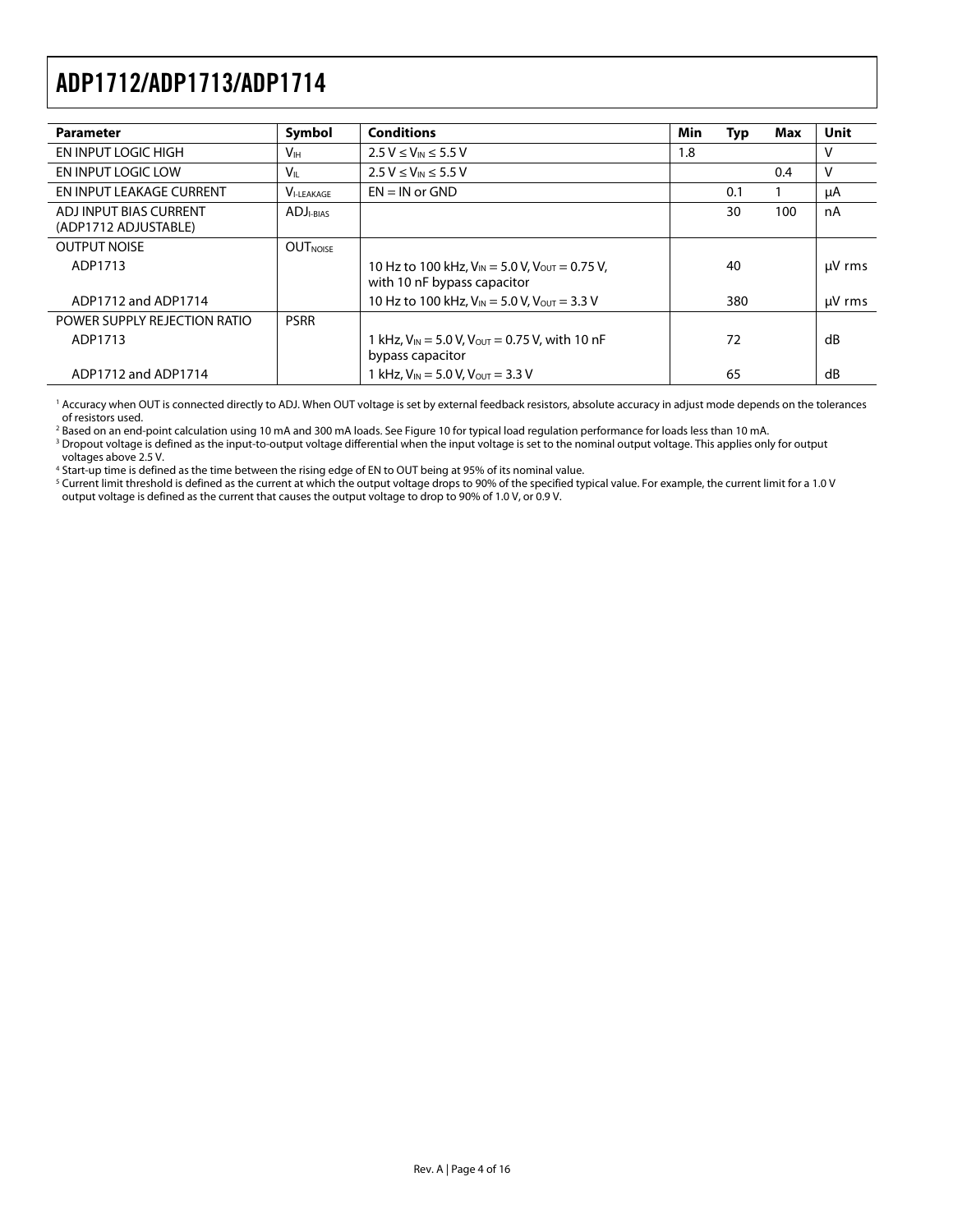| Parameter | Symbol | Conditions | Min | Typ | Max | Unit |
|---|---|---|---|---|---|---|
| EN INPUT LOGIC HIGH | $V_{IH}$ | $2.5\ V \leq V_{IN} \leq 5.5\ V$ | 1.8 | | | V |
| EN INPUT LOGIC LOW | $V_{IL}$ | $2.5\ V \leq V_{IN} \leq 5.5\ V$ | | | 0.4 | V |
| EN INPUT LEAKAGE CURRENT | $V_{I\text{-}LEAKAGE}$ | EN = IN or GND | | 0.1 | 1 | μA |
| ADJ INPUT BIAS CURRENT (ADP1712 ADJUSTABLE) | $ADJ_{I\text{-}BIAS}$ | | | 30 | 100 | nA |
| OUTPUT NOISE | $OUT_{NOISE}$ | | | | | |
| ADP1713 | | 10 Hz to 100 kHz, $V_{IN}$ = 5.0 V, $V_{OUT}$ = 0.75 V, with 10 nF bypass capacitor | | 40 | | μV rms |
| ADP1712 and ADP1714 | | 10 Hz to 100 kHz, $V_{IN}$ = 5.0 V, $V_{OUT}$ = 3.3 V | | 380 | | μV rms |
| POWER SUPPLY REJECTION RATIO | PSRR | | | | | |
| ADP1713 | | 1 kHz, $V_{IN}$ = 5.0 V, $V_{OUT}$ = 0.75 V, with 10 nF bypass capacitor | | 72 | | dB |
| ADP1712 and ADP1714 | | 1 kHz, $V_{IN}$ = 5.0 V, $V_{OUT}$ = 3.3 V | | 65 | | dB |

[1] Accuracy when OUT is connected directly to ADJ. When OUT voltage is set by external feedback resistors, absolute accuracy in adjust mode depends on the tolerances of resistors used.

[2] Based on an end-point calculation using 10 mA and 300 mA loads. See Figure 10 for typical load regulation performance for loads less than 10 mA.

[3] Dropout voltage is defined as the input-to-output voltage differential when the input voltage is set to the nominal output voltage. This applies only for output voltages above 2.5 V.

[4] Start-up time is defined as the time between the rising edge of EN to OUT being at 95% of its nominal value.

[5] Current limit threshold is defined as the current at which the output voltage drops to 90% of the specified typical value. For example, the current limit for a 1.0 V output voltage is defined as the current that causes the output voltage to drop to 90% of 1.0 V, or 0.9 V.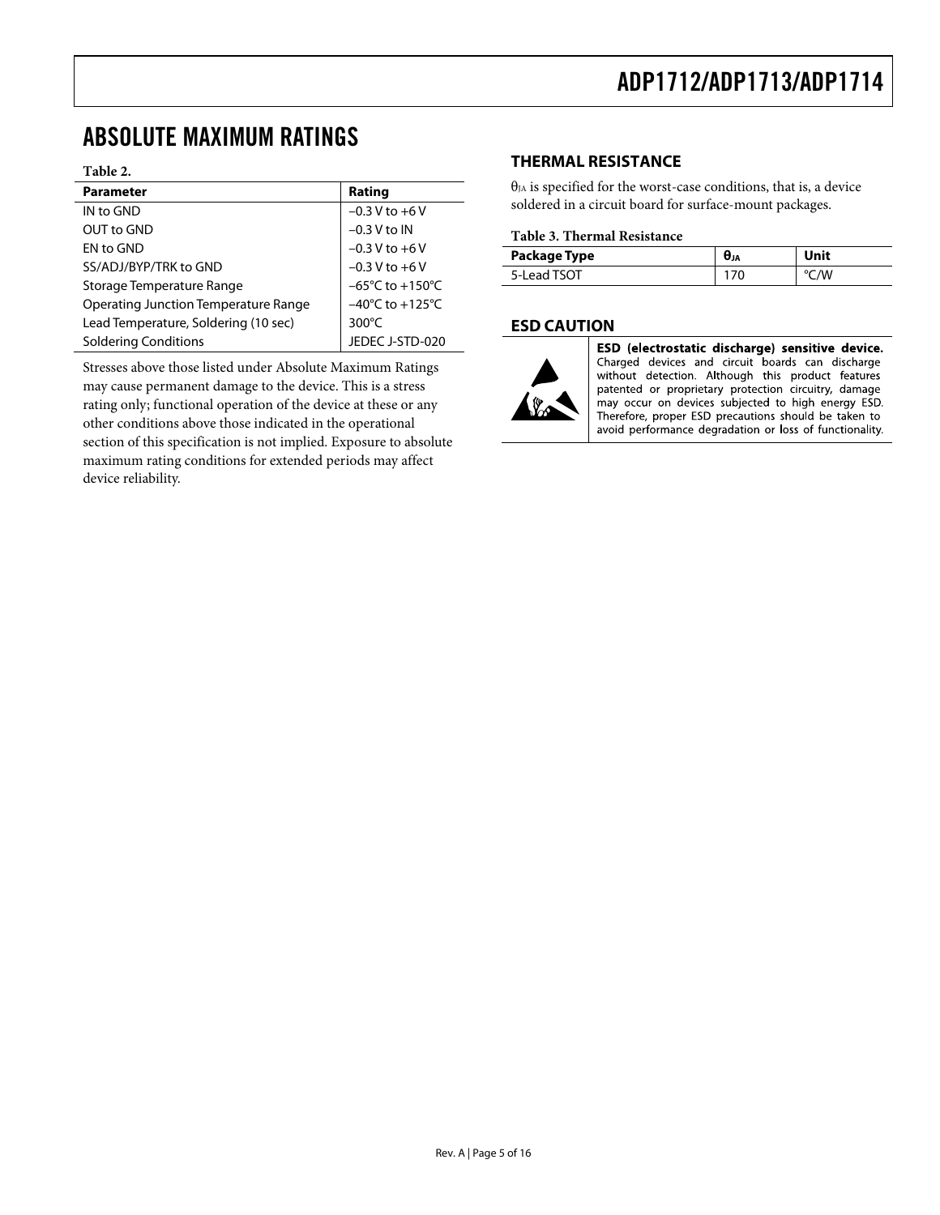## ABSOLUTE MAXIMUM RATINGS

**Table 2.**

| Parameter | Rating |
|---|---|
| IN to GND | −0.3 V to +6 V |
| OUT to GND | −0.3 V to IN |
| EN to GND | −0.3 V to +6 V |
| SS/ADJ/BYP/TRK to GND | −0.3 V to +6 V |
| Storage Temperature Range | −65°C to +150°C |
| Operating Junction Temperature Range | −40°C to +125°C |
| Lead Temperature, Soldering (10 sec) | 300°C |
| Soldering Conditions | JEDEC J-STD-020 |

Stresses above those listed under Absolute Maximum Ratings may cause permanent damage to the device. This is a stress rating only; functional operation of the device at these or any other conditions above those indicated in the operational section of this specification is not implied. Exposure to absolute maximum rating conditions for extended periods may affect device reliability.

### THERMAL RESISTANCE

$\theta_{JA}$ is specified for the worst-case conditions, that is, a device soldered in a circuit board for surface-mount packages.

**Table 3. Thermal Resistance**

| Package Type | $\theta_{JA}$ | Unit |
|---|---|---|
| 5-Lead TSOT | 170 | °C/W |

### ESD CAUTION

**ESD (electrostatic discharge) sensitive device.** Charged devices and circuit boards can discharge without detection. Although this product features patented or proprietary protection circuitry, damage may occur on devices subjected to high energy ESD. Therefore, proper ESD precautions should be taken to avoid performance degradation or loss of functionality.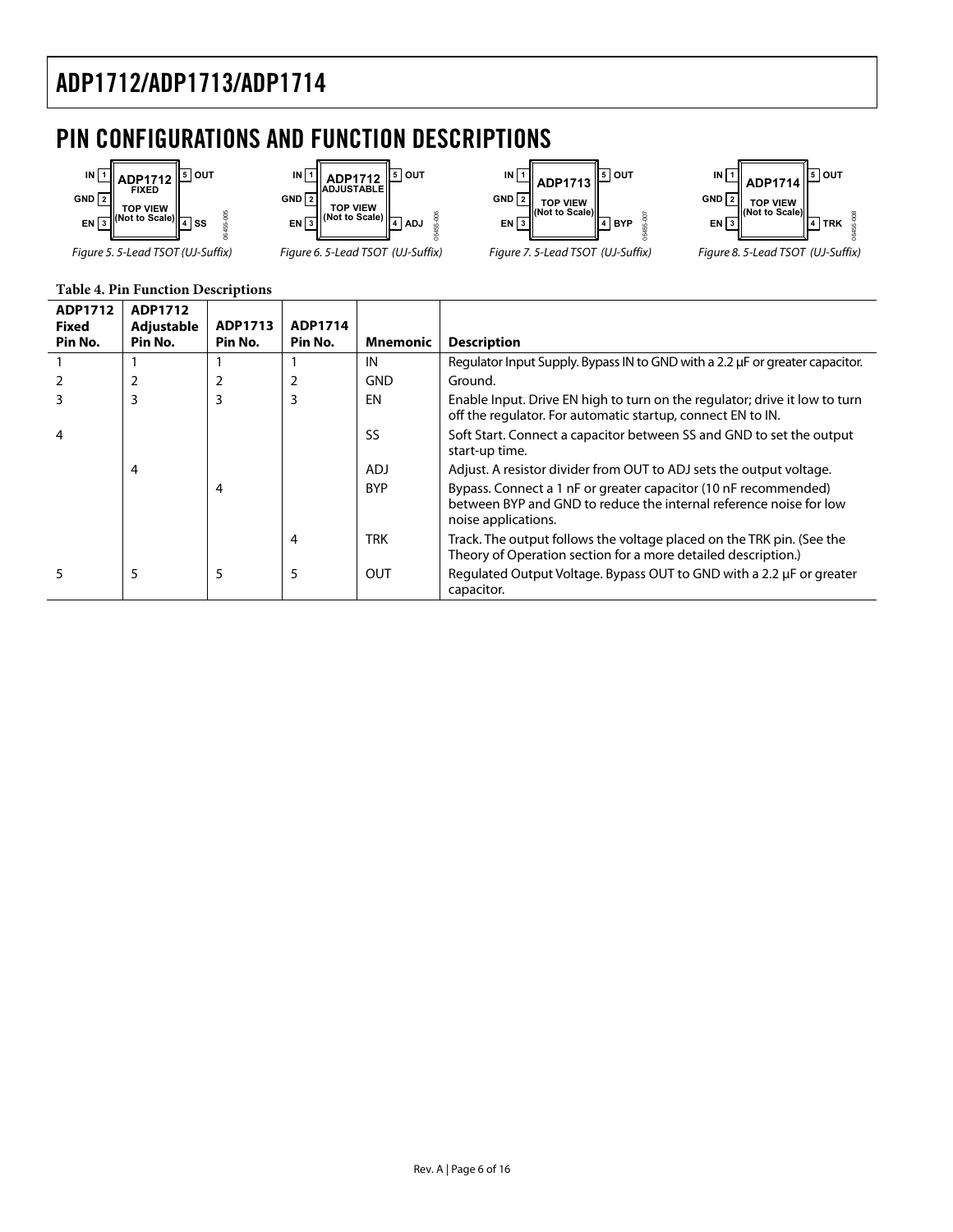## PIN CONFIGURATIONS AND FUNCTION DESCRIPTIONS

Figure 5. 5-Lead TSOT (UJ-Suffix)

Figure 6. 5-Lead TSOT (UJ-Suffix)

Figure 7. 5-Lead TSOT (UJ-Suffix)

Figure 8. 5-Lead TSOT (UJ-Suffix)

**Table 4. Pin Function Descriptions**

| ADP1712 Fixed Pin No. | ADP1712 Adjustable Pin No. | ADP1713 Pin No. | ADP1714 Pin No. | Mnemonic | Description |
|---|---|---|---|---|---|
| 1 | 1 | 1 | 1 | IN | Regulator Input Supply. Bypass IN to GND with a 2.2 µF or greater capacitor. |
| 2 | 2 | 2 | 2 | GND | Ground. |
| 3 | 3 | 3 | 3 | EN | Enable Input. Drive EN high to turn on the regulator; drive it low to turn off the regulator. For automatic startup, connect EN to IN. |
| 4 | | | | SS | Soft Start. Connect a capacitor between SS and GND to set the output start-up time. |
| | 4 | | | ADJ | Adjust. A resistor divider from OUT to ADJ sets the output voltage. |
| | | 4 | | BYP | Bypass. Connect a 1 nF or greater capacitor (10 nF recommended) between BYP and GND to reduce the internal reference noise for low noise applications. |
| | | | 4 | TRK | Track. The output follows the voltage placed on the TRK pin. (See the Theory of Operation section for a more detailed description.) |
| 5 | 5 | 5 | 5 | OUT | Regulated Output Voltage. Bypass OUT to GND with a 2.2 µF or greater capacitor. |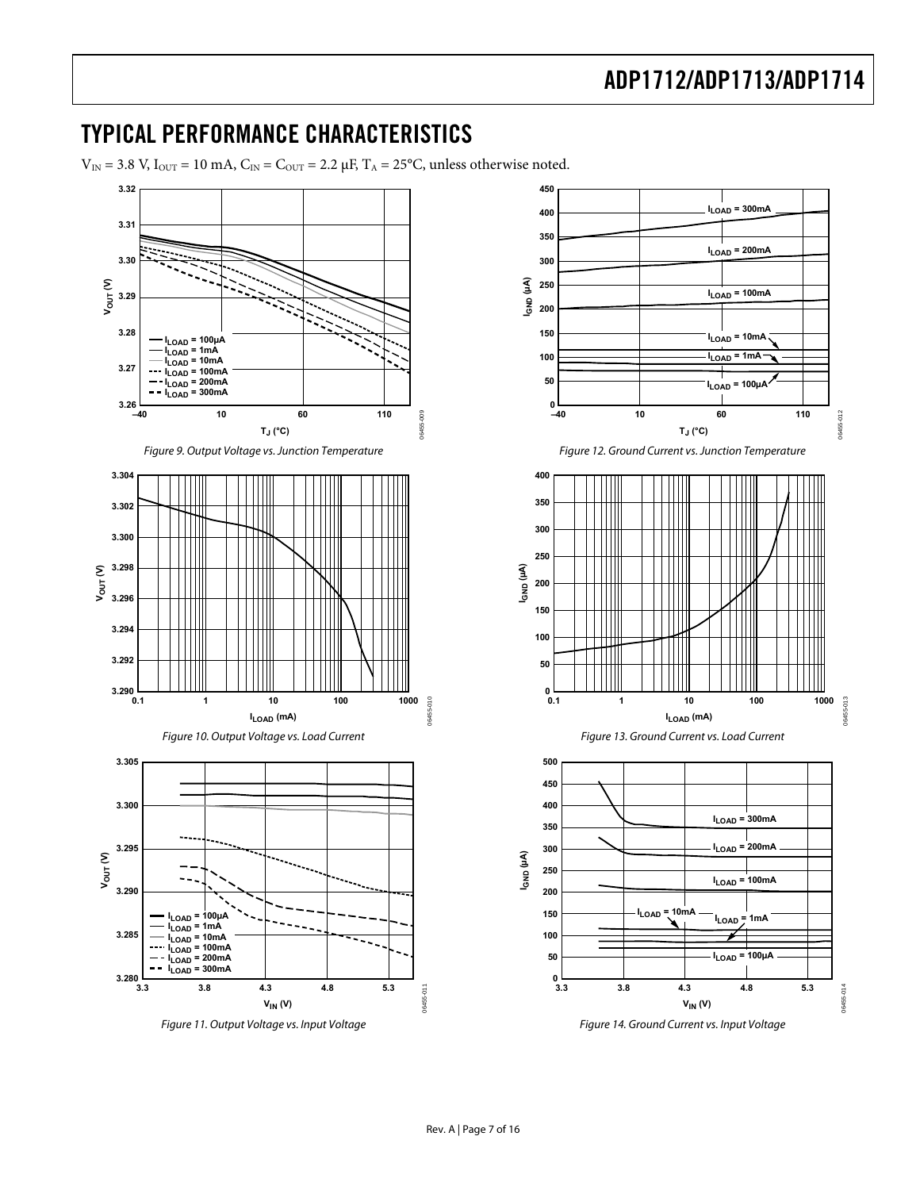# TYPICAL PERFORMANCE CHARACTERISTICS

$V_{IN}$ = 3.8 V, $I_{OUT}$ = 10 mA, $C_{IN}$ = $C_{OUT}$ = 2.2 μF, $T_A$ = 25°C, unless otherwise noted.

*Figure 9. Output Voltage vs. Junction Temperature*

*Figure 10. Output Voltage vs. Load Current*

*Figure 11. Output Voltage vs. Input Voltage*

*Figure 12. Ground Current vs. Junction Temperature*

*Figure 13. Ground Current vs. Load Current*

*Figure 14. Ground Current vs. Input Voltage*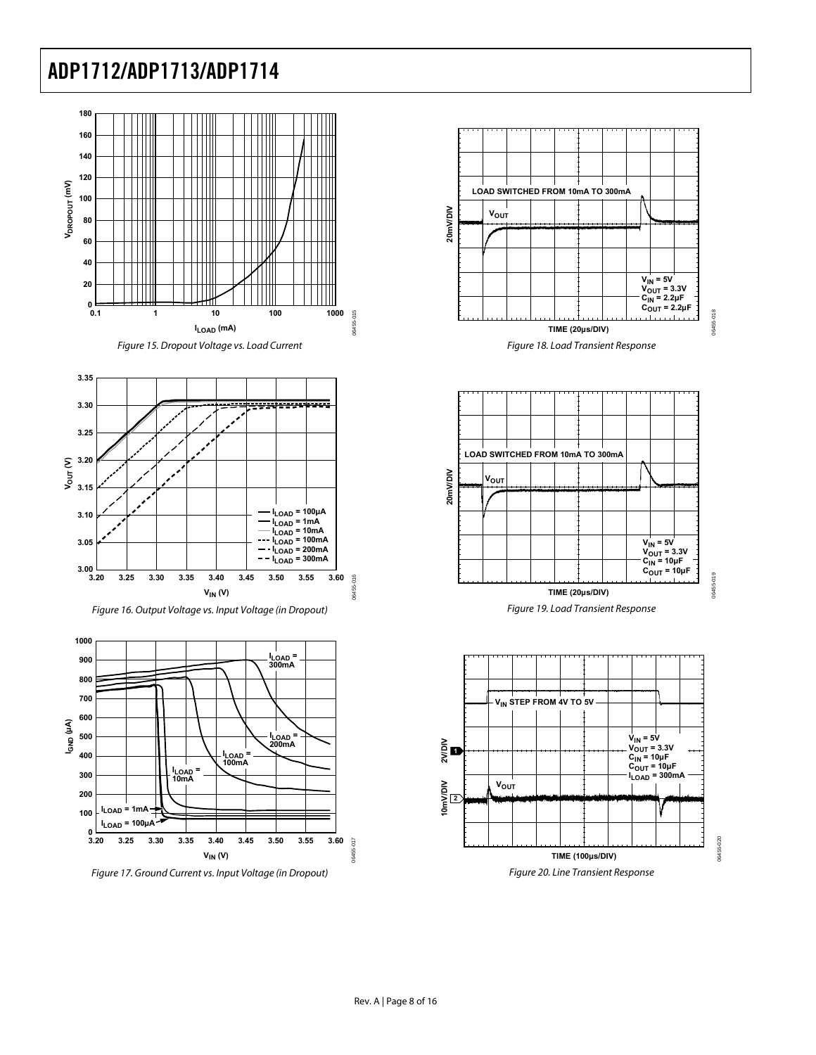Figure 15. Dropout Voltage vs. Load Current

Figure 16. Output Voltage vs. Input Voltage (in Dropout)

Figure 17. Ground Current vs. Input Voltage (in Dropout)

Figure 18. Load Transient Response

Figure 19. Load Transient Response

Figure 20. Line Transient Response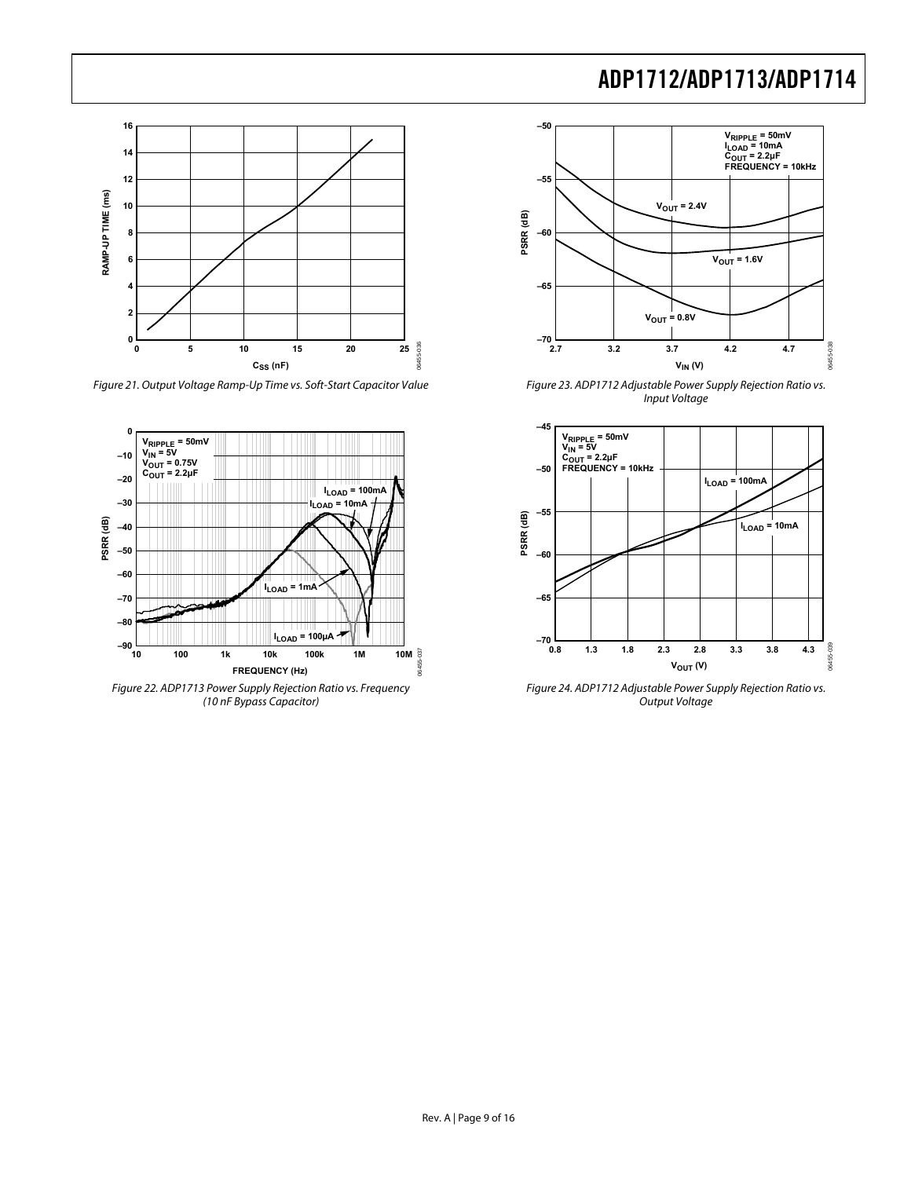Figure 21. Output Voltage Ramp-Up Time vs. Soft-Start Capacitor Value

Figure 22. ADP1713 Power Supply Rejection Ratio vs. Frequency (10 nF Bypass Capacitor)

Figure 23. ADP1712 Adjustable Power Supply Rejection Ratio vs. Input Voltage

Figure 24. ADP1712 Adjustable Power Supply Rejection Ratio vs. Output Voltage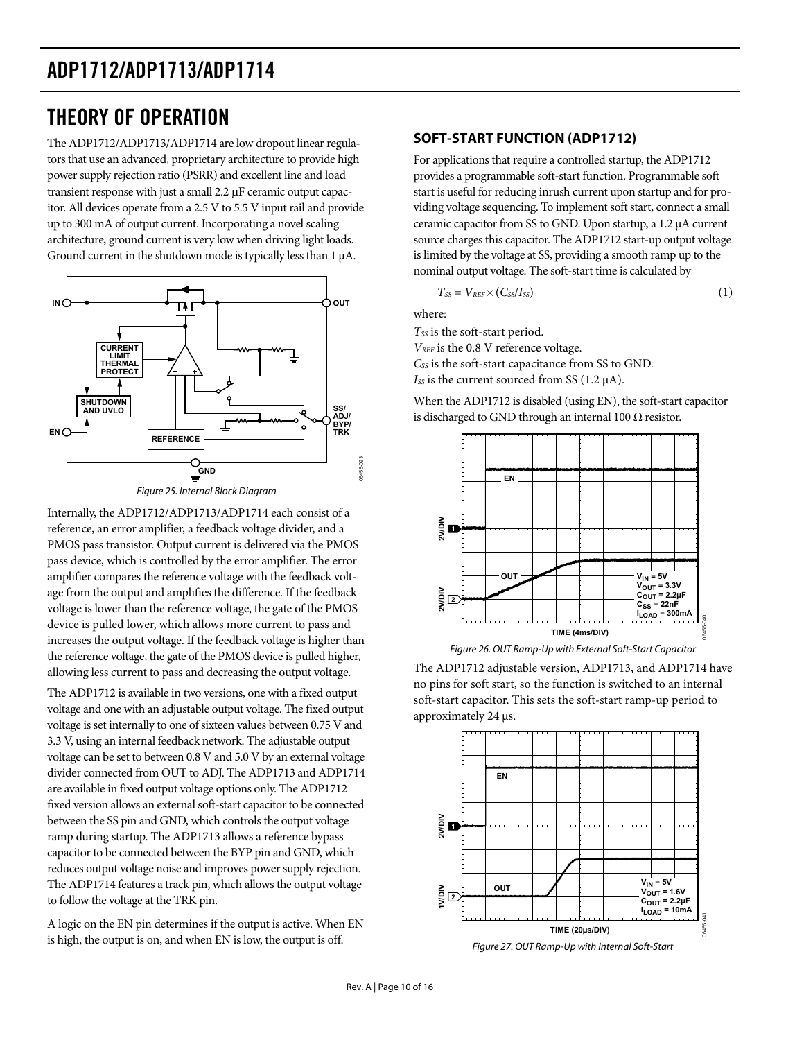# THEORY OF OPERATION

The ADP1712/ADP1713/ADP1714 are low dropout linear regulators that use an advanced, proprietary architecture to provide high power supply rejection ratio (PSRR) and excellent line and load transient response with just a small 2.2 μF ceramic output capacitor. All devices operate from a 2.5 V to 5.5 V input rail and provide up to 300 mA of output current. Incorporating a novel scaling architecture, ground current is very low when driving light loads. Ground current in the shutdown mode is typically less than 1 μA.

Figure 25. Internal Block Diagram

Internally, the ADP1712/ADP1713/ADP1714 each consist of a reference, an error amplifier, a feedback voltage divider, and a PMOS pass transistor. Output current is delivered via the PMOS pass device, which is controlled by the error amplifier. The error amplifier compares the reference voltage with the feedback voltage from the output and amplifies the difference. If the feedback voltage is lower than the reference voltage, the gate of the PMOS device is pulled lower, which allows more current to pass and increases the output voltage. If the feedback voltage is higher than the reference voltage, the gate of the PMOS device is pulled higher, allowing less current to pass and decreasing the output voltage.

The ADP1712 is available in two versions, one with a fixed output voltage and one with an adjustable output voltage. The fixed output voltage is set internally to one of sixteen values between 0.75 V and 3.3 V, using an internal feedback network. The adjustable output voltage can be set to between 0.8 V and 5.0 V by an external voltage divider connected from OUT to ADJ. The ADP1713 and ADP1714 are available in fixed output voltage options only. The ADP1712 fixed version allows an external soft-start capacitor to be connected between the SS pin and GND, which controls the output voltage ramp during startup. The ADP1713 allows a reference bypass capacitor to be connected between the BYP pin and GND, which reduces output voltage noise and improves power supply rejection. The ADP1714 features a track pin, which allows the output voltage to follow the voltage at the TRK pin.

A logic on the EN pin determines if the output is active. When EN is high, the output is on, and when EN is low, the output is off.

## SOFT-START FUNCTION (ADP1712)

For applications that require a controlled startup, the ADP1712 provides a programmable soft-start function. Programmable soft start is useful for reducing inrush current upon startup and for providing voltage sequencing. To implement soft start, connect a small ceramic capacitor from SS to GND. Upon startup, a 1.2 μA current source charges this capacitor. The ADP1712 start-up output voltage is limited by the voltage at SS, providing a smooth ramp up to the nominal output voltage. The soft-start time is calculated by

$$T_{SS} = V_{REF} \times (C_{SS}/I_{SS}) \quad (1)$$

where:

$T_{SS}$ is the soft-start period.
$V_{REF}$ is the 0.8 V reference voltage.
$C_{SS}$ is the soft-start capacitance from SS to GND.
$I_{SS}$ is the current sourced from SS (1.2 μA).

When the ADP1712 is disabled (using EN), the soft-start capacitor is discharged to GND through an internal 100 Ω resistor.

Figure 26. OUT Ramp-Up with External Soft-Start Capacitor

The ADP1712 adjustable version, ADP1713, and ADP1714 have no pins for soft start, so the function is switched to an internal soft-start capacitor. This sets the soft-start ramp-up period to approximately 24 μs.

Figure 27. OUT Ramp-Up with Internal Soft-Start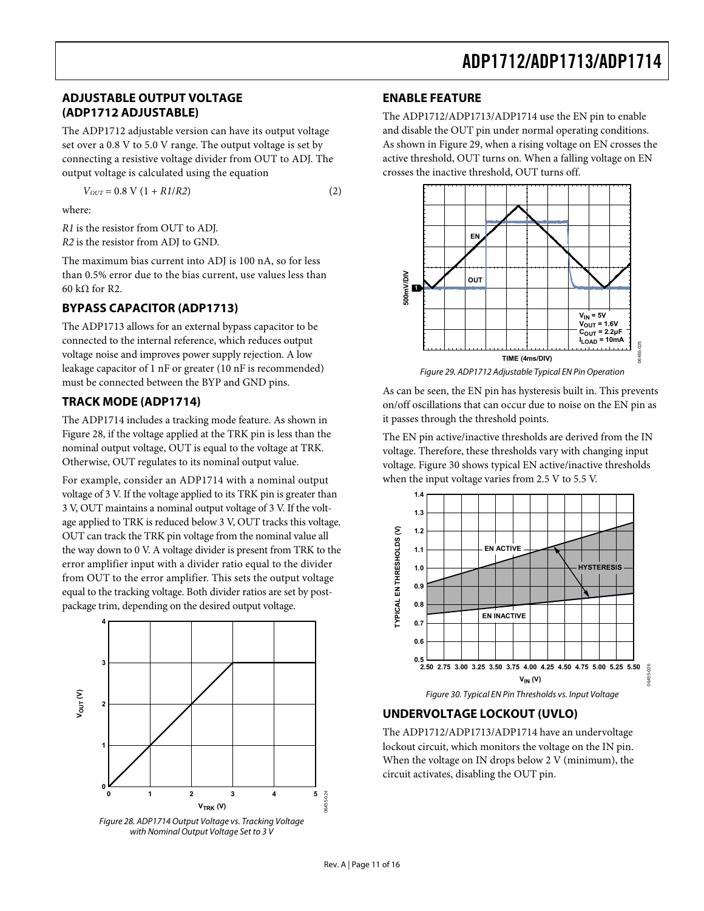## ADJUSTABLE OUTPUT VOLTAGE (ADP1712 ADJUSTABLE)

The ADP1712 adjustable version can have its output voltage set over a 0.8 V to 5.0 V range. The output voltage is set by connecting a resistive voltage divider from OUT to ADJ. The output voltage is calculated using the equation

$$V_{OUT} = 0.8\ \text{V}\ (1 + R1/R2) \tag{2}$$

where:

*R1* is the resistor from OUT to ADJ.
*R2* is the resistor from ADJ to GND.

The maximum bias current into ADJ is 100 nA, so for less than 0.5% error due to the bias current, use values less than 60 kΩ for R2.

## BYPASS CAPACITOR (ADP1713)

The ADP1713 allows for an external bypass capacitor to be connected to the internal reference, which reduces output voltage noise and improves power supply rejection. A low leakage capacitor of 1 nF or greater (10 nF is recommended) must be connected between the BYP and GND pins.

## TRACK MODE (ADP1714)

The ADP1714 includes a tracking mode feature. As shown in Figure 28, if the voltage applied at the TRK pin is less than the nominal output voltage, OUT is equal to the voltage at TRK. Otherwise, OUT regulates to its nominal output value.

For example, consider an ADP1714 with a nominal output voltage of 3 V. If the voltage applied to its TRK pin is greater than 3 V, OUT maintains a nominal output voltage of 3 V. If the voltage applied to TRK is reduced below 3 V, OUT tracks this voltage. OUT can track the TRK pin voltage from the nominal value all the way down to 0 V. A voltage divider is present from TRK to the error amplifier input with a divider ratio equal to the divider from OUT to the error amplifier. This sets the output voltage equal to the tracking voltage. Both divider ratios are set by post-package trim, depending on the desired output voltage.

Figure 28. ADP1714 Output Voltage vs. Tracking Voltage with Nominal Output Voltage Set to 3 V

## ENABLE FEATURE

The ADP1712/ADP1713/ADP1714 use the EN pin to enable and disable the OUT pin under normal operating conditions. As shown in Figure 29, when a rising voltage on EN crosses the active threshold, OUT turns on. When a falling voltage on EN crosses the inactive threshold, OUT turns off.

Figure 29. ADP1712 Adjustable Typical EN Pin Operation

As can be seen, the EN pin has hysteresis built in. This prevents on/off oscillations that can occur due to noise on the EN pin as it passes through the threshold points.

The EN pin active/inactive thresholds are derived from the IN voltage. Therefore, these thresholds vary with changing input voltage. Figure 30 shows typical EN active/inactive thresholds when the input voltage varies from 2.5 V to 5.5 V.

Figure 30. Typical EN Pin Thresholds vs. Input Voltage

## UNDERVOLTAGE LOCKOUT (UVLO)

The ADP1712/ADP1713/ADP1714 have an undervoltage lockout circuit, which monitors the voltage on the IN pin. When the voltage on IN drops below 2 V (minimum), the circuit activates, disabling the OUT pin.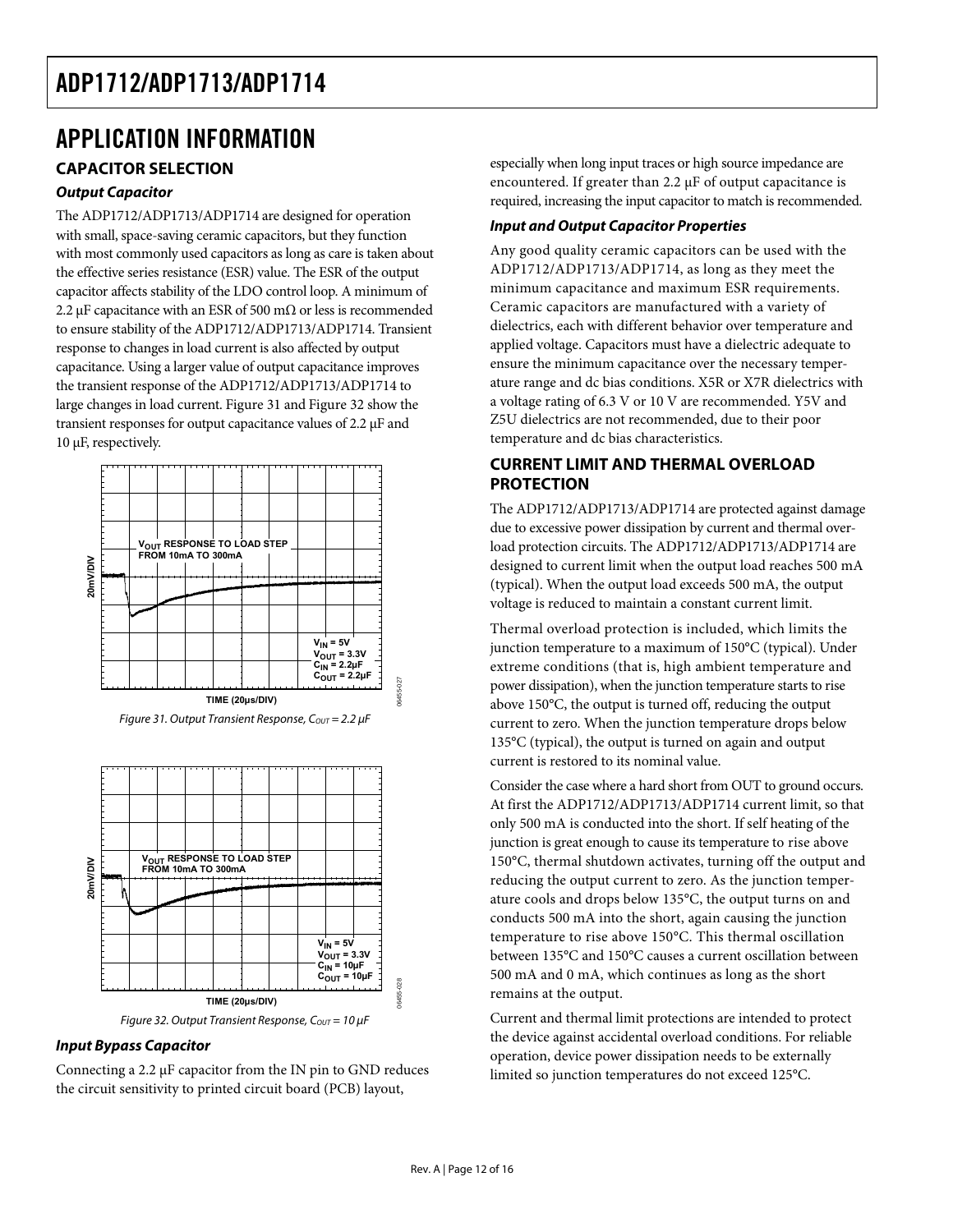## APPLICATION INFORMATION

### CAPACITOR SELECTION

#### *Output Capacitor*

The ADP1712/ADP1713/ADP1714 are designed for operation with small, space-saving ceramic capacitors, but they function with most commonly used capacitors as long as care is taken about the effective series resistance (ESR) value. The ESR of the output capacitor affects stability of the LDO control loop. A minimum of 2.2 μF capacitance with an ESR of 500 mΩ or less is recommended to ensure stability of the ADP1712/ADP1713/ADP1714. Transient response to changes in load current is also affected by output capacitance. Using a larger value of output capacitance improves the transient response of the ADP1712/ADP1713/ADP1714 to large changes in load current. Figure 31 and Figure 32 show the transient responses for output capacitance values of 2.2 μF and 10 μF, respectively.

*Figure 31. Output Transient Response, $C_{OUT}$ = 2.2 μF*

*Figure 32. Output Transient Response, $C_{OUT}$ = 10 μF*

#### *Input Bypass Capacitor*

Connecting a 2.2 μF capacitor from the IN pin to GND reduces the circuit sensitivity to printed circuit board (PCB) layout, especially when long input traces or high source impedance are encountered. If greater than 2.2 μF of output capacitance is required, increasing the input capacitor to match is recommended.

#### *Input and Output Capacitor Properties*

Any good quality ceramic capacitors can be used with the ADP1712/ADP1713/ADP1714, as long as they meet the minimum capacitance and maximum ESR requirements. Ceramic capacitors are manufactured with a variety of dielectrics, each with different behavior over temperature and applied voltage. Capacitors must have a dielectric adequate to ensure the minimum capacitance over the necessary temperature range and dc bias conditions. X5R or X7R dielectrics with a voltage rating of 6.3 V or 10 V are recommended. Y5V and Z5U dielectrics are not recommended, due to their poor temperature and dc bias characteristics.

### CURRENT LIMIT AND THERMAL OVERLOAD PROTECTION

The ADP1712/ADP1713/ADP1714 are protected against damage due to excessive power dissipation by current and thermal overload protection circuits. The ADP1712/ADP1713/ADP1714 are designed to current limit when the output load reaches 500 mA (typical). When the output load exceeds 500 mA, the output voltage is reduced to maintain a constant current limit.

Thermal overload protection is included, which limits the junction temperature to a maximum of 150°C (typical). Under extreme conditions (that is, high ambient temperature and power dissipation), when the junction temperature starts to rise above 150°C, the output is turned off, reducing the output current to zero. When the junction temperature drops below 135°C (typical), the output is turned on again and output current is restored to its nominal value.

Consider the case where a hard short from OUT to ground occurs. At first the ADP1712/ADP1713/ADP1714 current limit, so that only 500 mA is conducted into the short. If self heating of the junction is great enough to cause its temperature to rise above 150°C, thermal shutdown activates, turning off the output and reducing the output current to zero. As the junction temperature cools and drops below 135°C, the output turns on and conducts 500 mA into the short, again causing the junction temperature to rise above 150°C. This thermal oscillation between 135°C and 150°C causes a current oscillation between 500 mA and 0 mA, which continues as long as the short remains at the output.

Current and thermal limit protections are intended to protect the device against accidental overload conditions. For reliable operation, device power dissipation needs to be externally limited so junction temperatures do not exceed 125°C.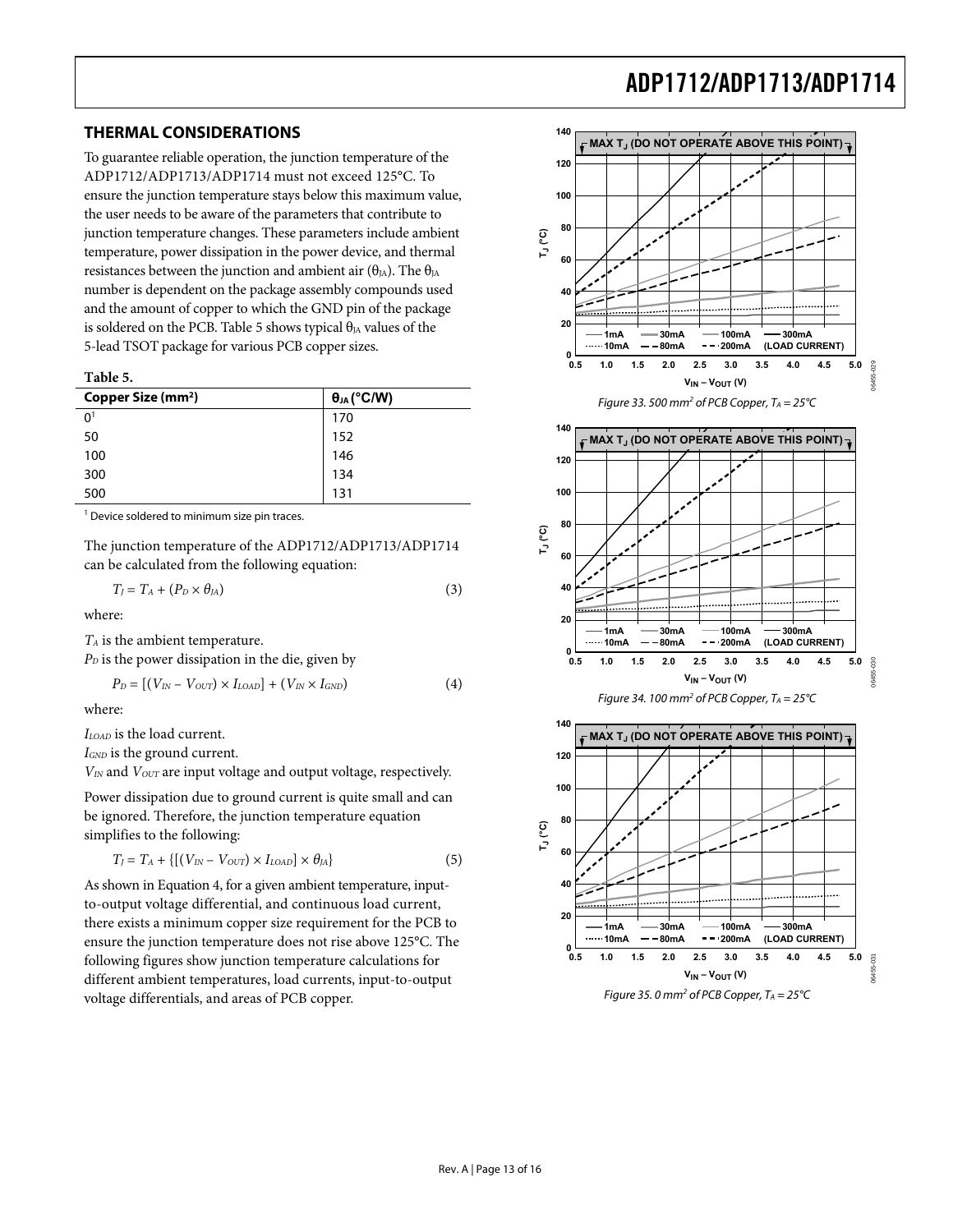## THERMAL CONSIDERATIONS

To guarantee reliable operation, the junction temperature of the ADP1712/ADP1713/ADP1714 must not exceed 125°C. To ensure the junction temperature stays below this maximum value, the user needs to be aware of the parameters that contribute to junction temperature changes. These parameters include ambient temperature, power dissipation in the power device, and thermal resistances between the junction and ambient air ($\theta_{JA}$). The $\theta_{JA}$ number is dependent on the package assembly compounds used and the amount of copper to which the GND pin of the package is soldered on the PCB. Table 5 shows typical $\theta_{JA}$ values of the 5-lead TSOT package for various PCB copper sizes.

**Table 5.**

| Copper Size (mm²) | $\theta_{JA}$ (°C/W) |
|---|---|
| 0[1] | 170 |
| 50 | 152 |
| 100 | 146 |
| 300 | 134 |
| 500 | 131 |

[1] Device soldered to minimum size pin traces.

The junction temperature of the ADP1712/ADP1713/ADP1714 can be calculated from the following equation:

$$T_J = T_A + (P_D \times \theta_{JA}) \tag{3}$$

where:

$T_A$ is the ambient temperature.
$P_D$ is the power dissipation in the die, given by

$$P_D = [(V_{IN} - V_{OUT}) \times I_{LOAD}] + (V_{IN} \times I_{GND}) \tag{4}$$

where:

$I_{LOAD}$ is the load current.
$I_{GND}$ is the ground current.
$V_{IN}$ and $V_{OUT}$ are input voltage and output voltage, respectively.

Power dissipation due to ground current is quite small and can be ignored. Therefore, the junction temperature equation simplifies to the following:

$$T_J = T_A + \{[(V_{IN} - V_{OUT}) \times I_{LOAD}] \times \theta_{JA}\} \tag{5}$$

As shown in Equation 4, for a given ambient temperature, input-to-output voltage differential, and continuous load current, there exists a minimum copper size requirement for the PCB to ensure the junction temperature does not rise above 125°C. The following figures show junction temperature calculations for different ambient temperatures, load currents, input-to-output voltage differentials, and areas of PCB copper.

Figure 33. 500 mm² of PCB Copper, $T_A = 25°C$

Figure 34. 100 mm² of PCB Copper, $T_A = 25°C$

Figure 35. 0 mm² of PCB Copper, $T_A = 25°C$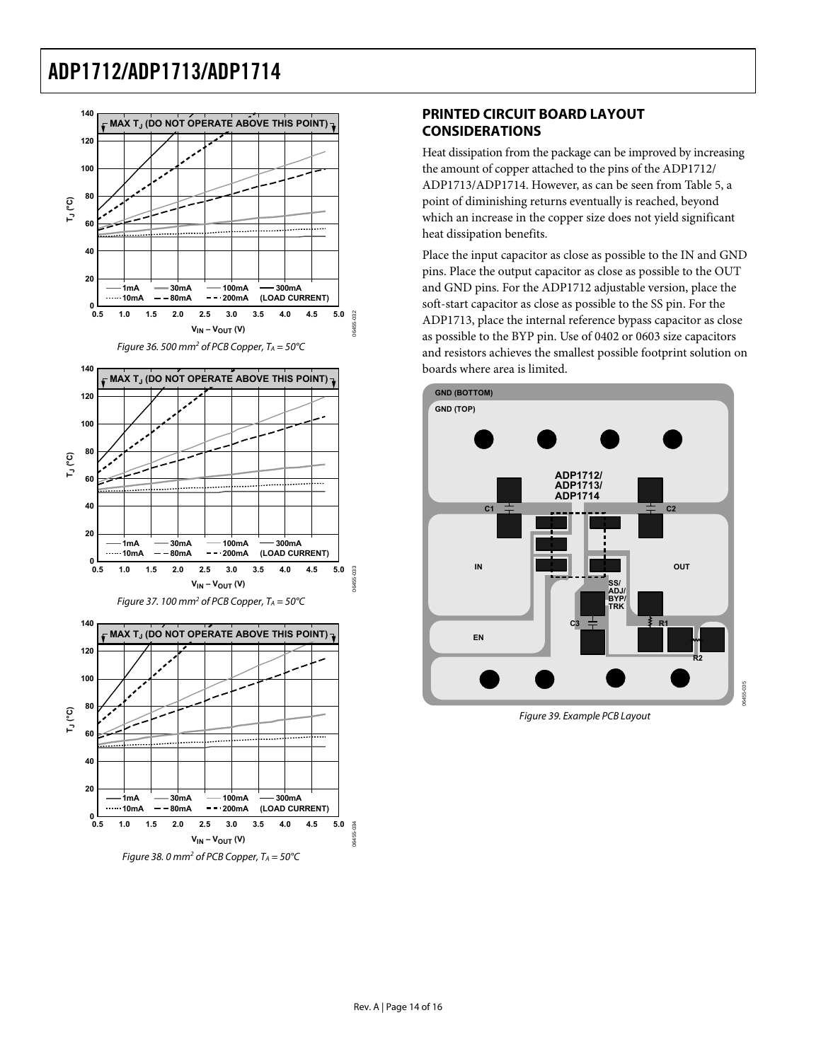Figure 36. 500 mm$^2$ of PCB Copper, $T_A$ = 50°C

Figure 37. 100 mm$^2$ of PCB Copper, $T_A$ = 50°C

Figure 38. 0 mm$^2$ of PCB Copper, $T_A$ = 50°C

## PRINTED CIRCUIT BOARD LAYOUT CONSIDERATIONS

Heat dissipation from the package can be improved by increasing the amount of copper attached to the pins of the ADP1712/ADP1713/ADP1714. However, as can be seen from Table 5, a point of diminishing returns eventually is reached, beyond which an increase in the copper size does not yield significant heat dissipation benefits.

Place the input capacitor as close as possible to the IN and GND pins. Place the output capacitor as close as possible to the OUT and GND pins. For the ADP1712 adjustable version, place the soft-start capacitor as close as possible to the SS pin. For the ADP1713, place the internal reference bypass capacitor as close as possible to the BYP pin. Use of 0402 or 0603 size capacitors and resistors achieves the smallest possible footprint solution on boards where area is limited.

Figure 39. Example PCB Layout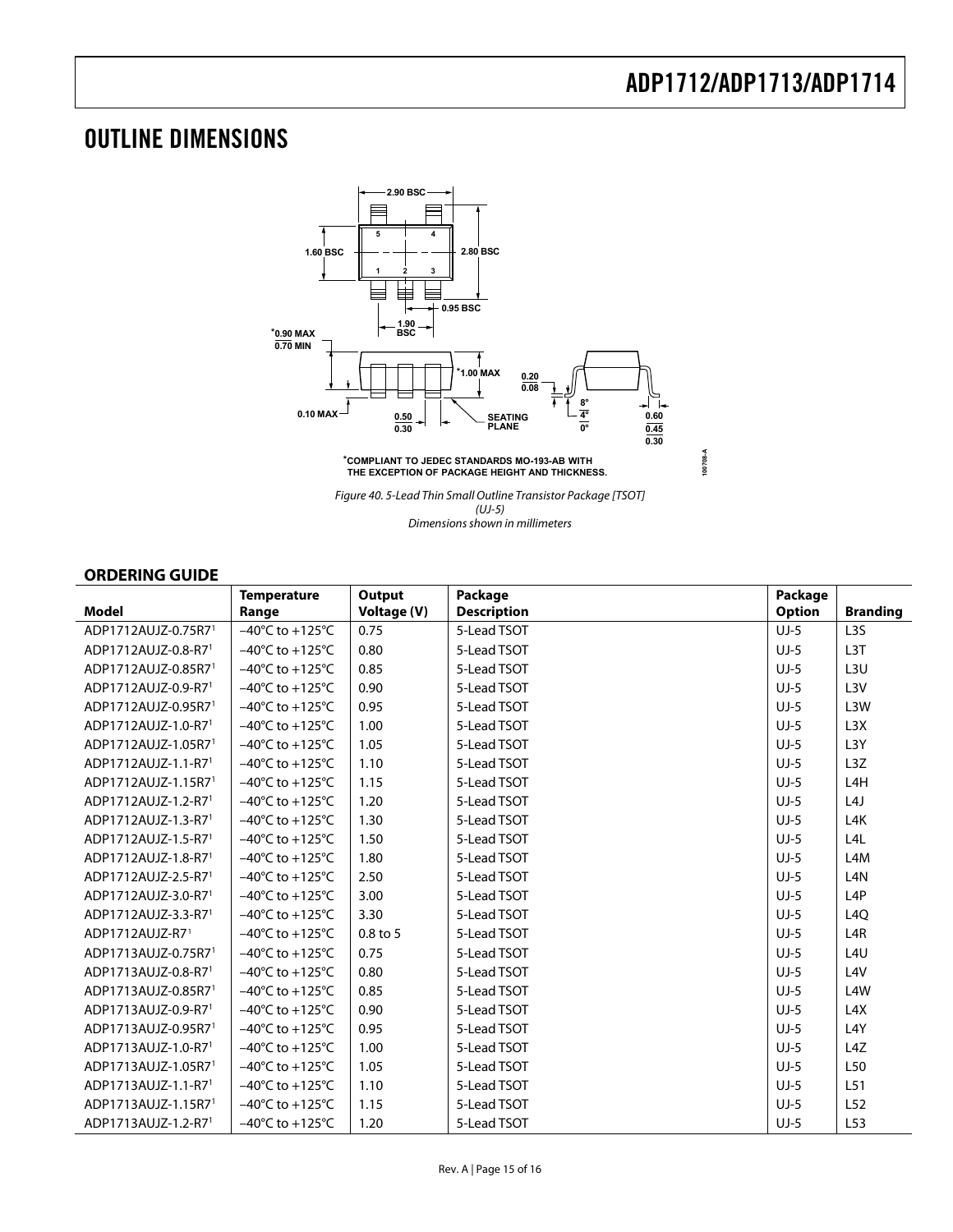# OUTLINE DIMENSIONS

*Figure 40. 5-Lead Thin Small Outline Transistor Package [TSOT] (UJ-5)*
*Dimensions shown in millimeters*

## ORDERING GUIDE

| Model | Temperature Range | Output Voltage (V) | Package Description | Package Option | Branding |
|---|---|---|---|---|---|
| ADP1712AUJZ-0.75R7[1] | −40°C to +125°C | 0.75 | 5-Lead TSOT | UJ-5 | L3S |
| ADP1712AUJZ-0.8-R7[1] | −40°C to +125°C | 0.80 | 5-Lead TSOT | UJ-5 | L3T |
| ADP1712AUJZ-0.85R7[1] | −40°C to +125°C | 0.85 | 5-Lead TSOT | UJ-5 | L3U |
| ADP1712AUJZ-0.9-R7[1] | −40°C to +125°C | 0.90 | 5-Lead TSOT | UJ-5 | L3V |
| ADP1712AUJZ-0.95R7[1] | −40°C to +125°C | 0.95 | 5-Lead TSOT | UJ-5 | L3W |
| ADP1712AUJZ-1.0-R7[1] | −40°C to +125°C | 1.00 | 5-Lead TSOT | UJ-5 | L3X |
| ADP1712AUJZ-1.05R7[1] | −40°C to +125°C | 1.05 | 5-Lead TSOT | UJ-5 | L3Y |
| ADP1712AUJZ-1.1-R7[1] | −40°C to +125°C | 1.10 | 5-Lead TSOT | UJ-5 | L3Z |
| ADP1712AUJZ-1.15R7[1] | −40°C to +125°C | 1.15 | 5-Lead TSOT | UJ-5 | L4H |
| ADP1712AUJZ-1.2-R7[1] | −40°C to +125°C | 1.20 | 5-Lead TSOT | UJ-5 | L4J |
| ADP1712AUJZ-1.3-R7[1] | −40°C to +125°C | 1.30 | 5-Lead TSOT | UJ-5 | L4K |
| ADP1712AUJZ-1.5-R7[1] | −40°C to +125°C | 1.50 | 5-Lead TSOT | UJ-5 | L4L |
| ADP1712AUJZ-1.8-R7[1] | −40°C to +125°C | 1.80 | 5-Lead TSOT | UJ-5 | L4M |
| ADP1712AUJZ-2.5-R7[1] | −40°C to +125°C | 2.50 | 5-Lead TSOT | UJ-5 | L4N |
| ADP1712AUJZ-3.0-R7[1] | −40°C to +125°C | 3.00 | 5-Lead TSOT | UJ-5 | L4P |
| ADP1712AUJZ-3.3-R7[1] | −40°C to +125°C | 3.30 | 5-Lead TSOT | UJ-5 | L4Q |
| ADP1712AUJZ-R7[1] | −40°C to +125°C | 0.8 to 5 | 5-Lead TSOT | UJ-5 | L4R |
| ADP1713AUJZ-0.75R7[1] | −40°C to +125°C | 0.75 | 5-Lead TSOT | UJ-5 | L4U |
| ADP1713AUJZ-0.8-R7[1] | −40°C to +125°C | 0.80 | 5-Lead TSOT | UJ-5 | L4V |
| ADP1713AUJZ-0.85R7[1] | −40°C to +125°C | 0.85 | 5-Lead TSOT | UJ-5 | L4W |
| ADP1713AUJZ-0.9-R7[1] | −40°C to +125°C | 0.90 | 5-Lead TSOT | UJ-5 | L4X |
| ADP1713AUJZ-0.95R7[1] | −40°C to +125°C | 0.95 | 5-Lead TSOT | UJ-5 | L4Y |
| ADP1713AUJZ-1.0-R7[1] | −40°C to +125°C | 1.00 | 5-Lead TSOT | UJ-5 | L4Z |
| ADP1713AUJZ-1.05R7[1] | −40°C to +125°C | 1.05 | 5-Lead TSOT | UJ-5 | L50 |
| ADP1713AUJZ-1.1-R7[1] | −40°C to +125°C | 1.10 | 5-Lead TSOT | UJ-5 | L51 |
| ADP1713AUJZ-1.15R7[1] | −40°C to +125°C | 1.15 | 5-Lead TSOT | UJ-5 | L52 |
| ADP1713AUJZ-1.2-R7[1] | −40°C to +125°C | 1.20 | 5-Lead TSOT | UJ-5 | L53 |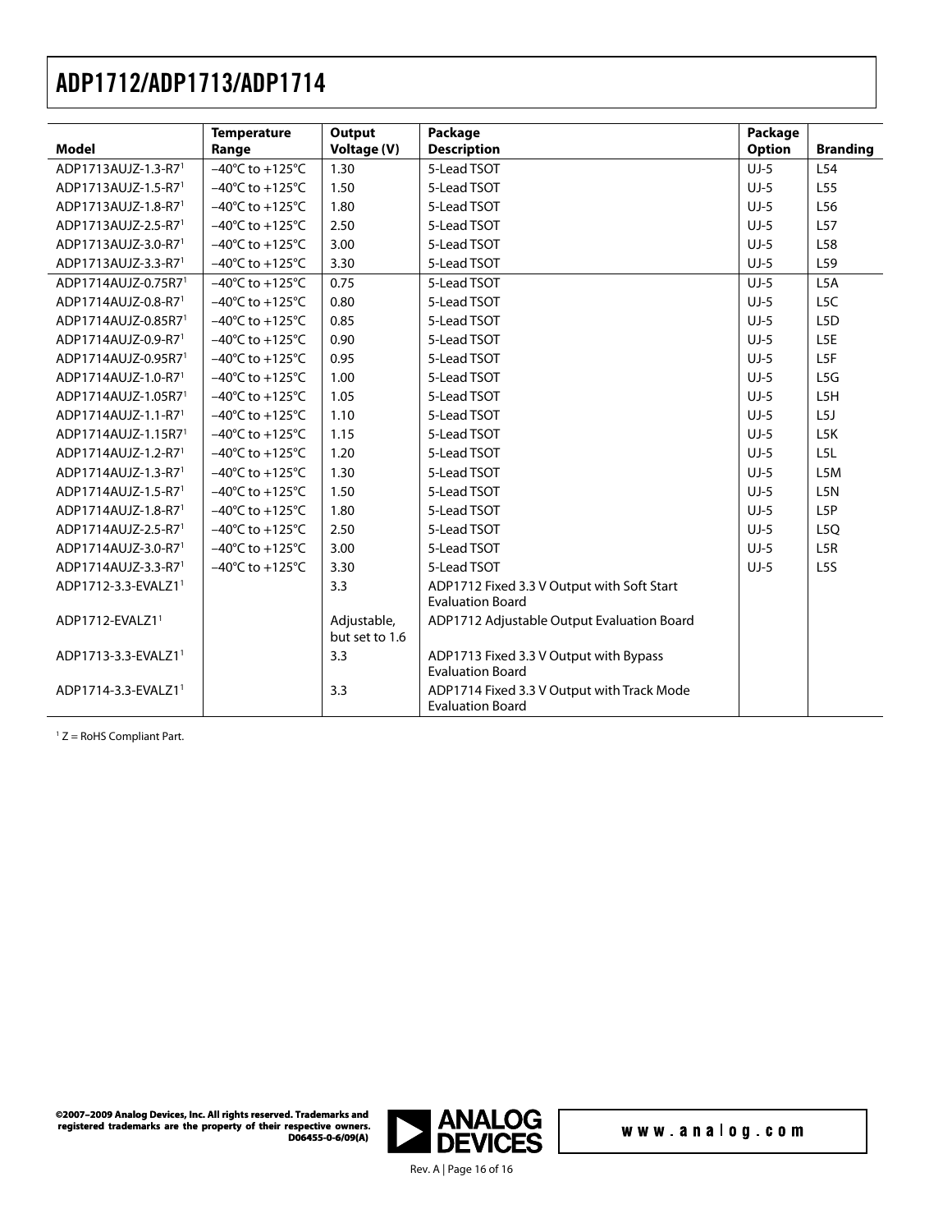| Model | Temperature Range | Output Voltage (V) | Package Description | Package Option | Branding |
|---|---|---|---|---|---|
| ADP1713AUJZ-1.3-R7[1] | −40°C to +125°C | 1.30 | 5-Lead TSOT | UJ-5 | L54 |
| ADP1713AUJZ-1.5-R7[1] | −40°C to +125°C | 1.50 | 5-Lead TSOT | UJ-5 | L55 |
| ADP1713AUJZ-1.8-R7[1] | −40°C to +125°C | 1.80 | 5-Lead TSOT | UJ-5 | L56 |
| ADP1713AUJZ-2.5-R7[1] | −40°C to +125°C | 2.50 | 5-Lead TSOT | UJ-5 | L57 |
| ADP1713AUJZ-3.0-R7[1] | −40°C to +125°C | 3.00 | 5-Lead TSOT | UJ-5 | L58 |
| ADP1713AUJZ-3.3-R7[1] | −40°C to +125°C | 3.30 | 5-Lead TSOT | UJ-5 | L59 |
| ADP1714AUJZ-0.75R7[1] | −40°C to +125°C | 0.75 | 5-Lead TSOT | UJ-5 | L5A |
| ADP1714AUJZ-0.8-R7[1] | −40°C to +125°C | 0.80 | 5-Lead TSOT | UJ-5 | L5C |
| ADP1714AUJZ-0.85R7[1] | −40°C to +125°C | 0.85 | 5-Lead TSOT | UJ-5 | L5D |
| ADP1714AUJZ-0.9-R7[1] | −40°C to +125°C | 0.90 | 5-Lead TSOT | UJ-5 | L5E |
| ADP1714AUJZ-0.95R7[1] | −40°C to +125°C | 0.95 | 5-Lead TSOT | UJ-5 | L5F |
| ADP1714AUJZ-1.0-R7[1] | −40°C to +125°C | 1.00 | 5-Lead TSOT | UJ-5 | L5G |
| ADP1714AUJZ-1.05R7[1] | −40°C to +125°C | 1.05 | 5-Lead TSOT | UJ-5 | L5H |
| ADP1714AUJZ-1.1-R7[1] | −40°C to +125°C | 1.10 | 5-Lead TSOT | UJ-5 | L5J |
| ADP1714AUJZ-1.15R7[1] | −40°C to +125°C | 1.15 | 5-Lead TSOT | UJ-5 | L5K |
| ADP1714AUJZ-1.2-R7[1] | −40°C to +125°C | 1.20 | 5-Lead TSOT | UJ-5 | L5L |
| ADP1714AUJZ-1.3-R7[1] | −40°C to +125°C | 1.30 | 5-Lead TSOT | UJ-5 | L5M |
| ADP1714AUJZ-1.5-R7[1] | −40°C to +125°C | 1.50 | 5-Lead TSOT | UJ-5 | L5N |
| ADP1714AUJZ-1.8-R7[1] | −40°C to +125°C | 1.80 | 5-Lead TSOT | UJ-5 | L5P |
| ADP1714AUJZ-2.5-R7[1] | −40°C to +125°C | 2.50 | 5-Lead TSOT | UJ-5 | L5Q |
| ADP1714AUJZ-3.0-R7[1] | −40°C to +125°C | 3.00 | 5-Lead TSOT | UJ-5 | L5R |
| ADP1714AUJZ-3.3-R7[1] | −40°C to +125°C | 3.30 | 5-Lead TSOT | UJ-5 | L5S |
| ADP1712-3.3-EVALZ1[1] | | 3.3 | ADP1712 Fixed 3.3 V Output with Soft Start Evaluation Board | | |
| ADP1712-EVALZ1[1] | | Adjustable, but set to 1.6 | ADP1712 Adjustable Output Evaluation Board | | |
| ADP1713-3.3-EVALZ1[1] | | 3.3 | ADP1713 Fixed 3.3 V Output with Bypass Evaluation Board | | |
| ADP1714-3.3-EVALZ1[1] | | 3.3 | ADP1714 Fixed 3.3 V Output with Track Mode Evaluation Board | | |

[1] Z = RoHS Compliant Part.

©2007–2009 Analog Devices, Inc. All rights reserved. Trademarks and registered trademarks are the property of their respective owners. D06455-0-6/09(A)